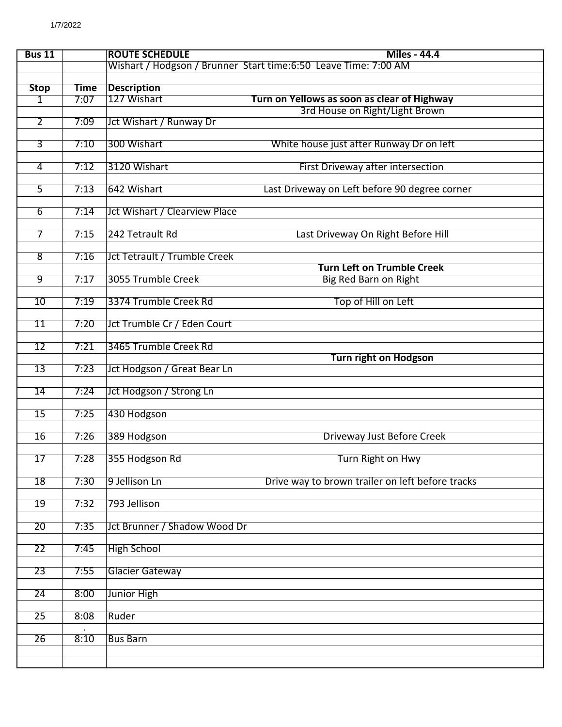1/7/2022

| Bus 11 | | ROUTE SCHEDULE | Miles - 44.4 |
|---|---|---|---|
| | | Wishart / Hodgson / Brunner Start time:6:50 Leave Time: 7:00 AM | |
| | | | |
| **Stop** | **Time** | **Description** | |
| 1 | 7:07 | 127 Wishart | **Turn on Yellows as soon as clear of Highway** |
| | | | 3rd House on Right/Light Brown |
| 2 | 7:09 | Jct Wishart / Runway Dr | |
| | | | |
| 3 | 7:10 | 300 Wishart | White house just after Runway Dr on left |
| | | | |
| 4 | 7:12 | 3120 Wishart | First Driveway after intersection |
| | | | |
| 5 | 7:13 | 642 Wishart | Last Driveway on Left before 90 degree corner |
| | | | |
| 6 | 7:14 | Jct Wishart / Clearview Place | |
| | | | |
| 7 | 7:15 | 242 Tetrault Rd | Last Driveway On Right Before Hill |
| | | | |
| 8 | 7:16 | Jct Tetrault / Trumble Creek | |
| | | | **Turn Left on Trumble Creek** |
| 9 | 7:17 | 3055 Trumble Creek | Big Red Barn on Right |
| | | | |
| 10 | 7:19 | 3374 Trumble Creek Rd | Top of Hill on Left |
| | | | |
| 11 | 7:20 | Jct Trumble Cr / Eden Court | |
| | | | |
| 12 | 7:21 | 3465 Trumble Creek Rd | |
| | | | **Turn right on Hodgson** |
| 13 | 7:23 | Jct Hodgson / Great Bear Ln | |
| | | | |
| 14 | 7:24 | Jct Hodgson / Strong Ln | |
| | | | |
| 15 | 7:25 | 430 Hodgson | |
| | | | |
| 16 | 7:26 | 389 Hodgson | Driveway Just Before Creek |
| | | | |
| 17 | 7:28 | 355 Hodgson Rd | Turn Right on Hwy |
| | | | |
| 18 | 7:30 | 9 Jellison Ln | Drive way to brown trailer on left before tracks |
| | | | |
| 19 | 7:32 | 793 Jellison | |
| | | | |
| 20 | 7:35 | Jct Brunner / Shadow Wood Dr | |
| | | | |
| 22 | 7:45 | High School | |
| | | | |
| 23 | 7:55 | Glacier Gateway | |
| | | | |
| 24 | 8:00 | Junior High | |
| | | | |
| 25 | 8:08 | Ruder | |
| | . | | |
| 26 | 8:10 | Bus Barn | |
| | | | |
| | | | |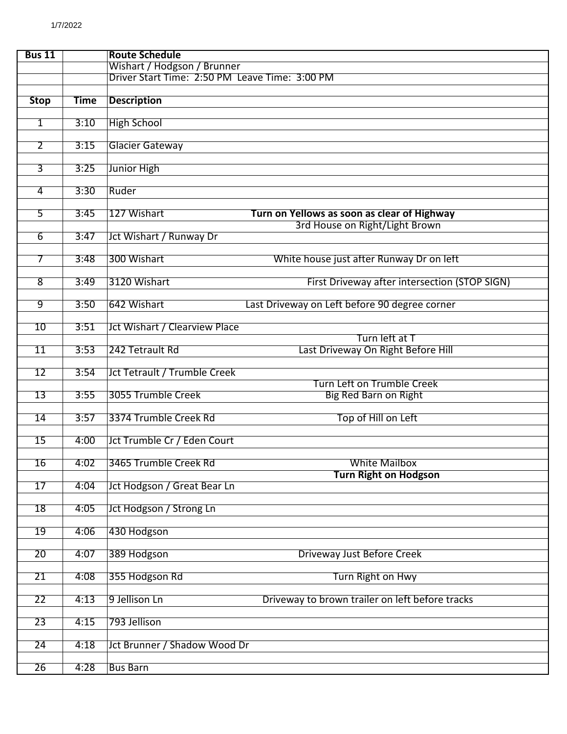| Bus 11 | | Route Schedule | |
|---|---|---|---|
| | | Wishart / Hodgson / Brunner | |
| | | Driver Start Time: 2:50 PM Leave Time: 3:00 PM | |
| | | | |
| **Stop** | **Time** | **Description** | |
| | | | |
| 1 | 3:10 | High School | |
| | | | |
| 2 | 3:15 | Glacier Gateway | |
| | | | |
| 3 | 3:25 | Junior High | |
| | | | |
| 4 | 3:30 | Ruder | |
| | | | |
| 5 | 3:45 | 127 Wishart | **Turn on Yellows as soon as clear of Highway** |
| | | | 3rd House on Right/Light Brown |
| 6 | 3:47 | Jct Wishart / Runway Dr | |
| | | | |
| 7 | 3:48 | 300 Wishart | White house just after Runway Dr on left |
| | | | |
| 8 | 3:49 | 3120 Wishart | First Driveway after intersection (STOP SIGN) |
| | | | |
| 9 | 3:50 | 642 Wishart | Last Driveway on Left before 90 degree corner |
| | | | |
| 10 | 3:51 | Jct Wishart / Clearview Place | |
| | | | Turn left at T |
| 11 | 3:53 | 242 Tetrault Rd | Last Driveway On Right Before Hill |
| | | | |
| 12 | 3:54 | Jct Tetrault / Trumble Creek | |
| | | | Turn Left on Trumble Creek |
| 13 | 3:55 | 3055 Trumble Creek | Big Red Barn on Right |
| | | | |
| 14 | 3:57 | 3374 Trumble Creek Rd | Top of Hill on Left |
| | | | |
| 15 | 4:00 | Jct Trumble Cr / Eden Court | |
| | | | |
| 16 | 4:02 | 3465 Trumble Creek Rd | White Mailbox |
| | | | **Turn Right on Hodgson** |
| 17 | 4:04 | Jct Hodgson / Great Bear Ln | |
| | | | |
| 18 | 4:05 | Jct Hodgson / Strong Ln | |
| | | | |
| 19 | 4:06 | 430 Hodgson | |
| | | | |
| 20 | 4:07 | 389 Hodgson | Driveway Just Before Creek |
| | | | |
| 21 | 4:08 | 355 Hodgson Rd | Turn Right on Hwy |
| | | | |
| 22 | 4:13 | 9 Jellison Ln | Driveway to brown trailer on left before tracks |
| | | | |
| 23 | 4:15 | 793 Jellison | |
| | | | |
| 24 | 4:18 | Jct Brunner / Shadow Wood Dr | |
| | | | |
| 26 | 4:28 | Bus Barn | |